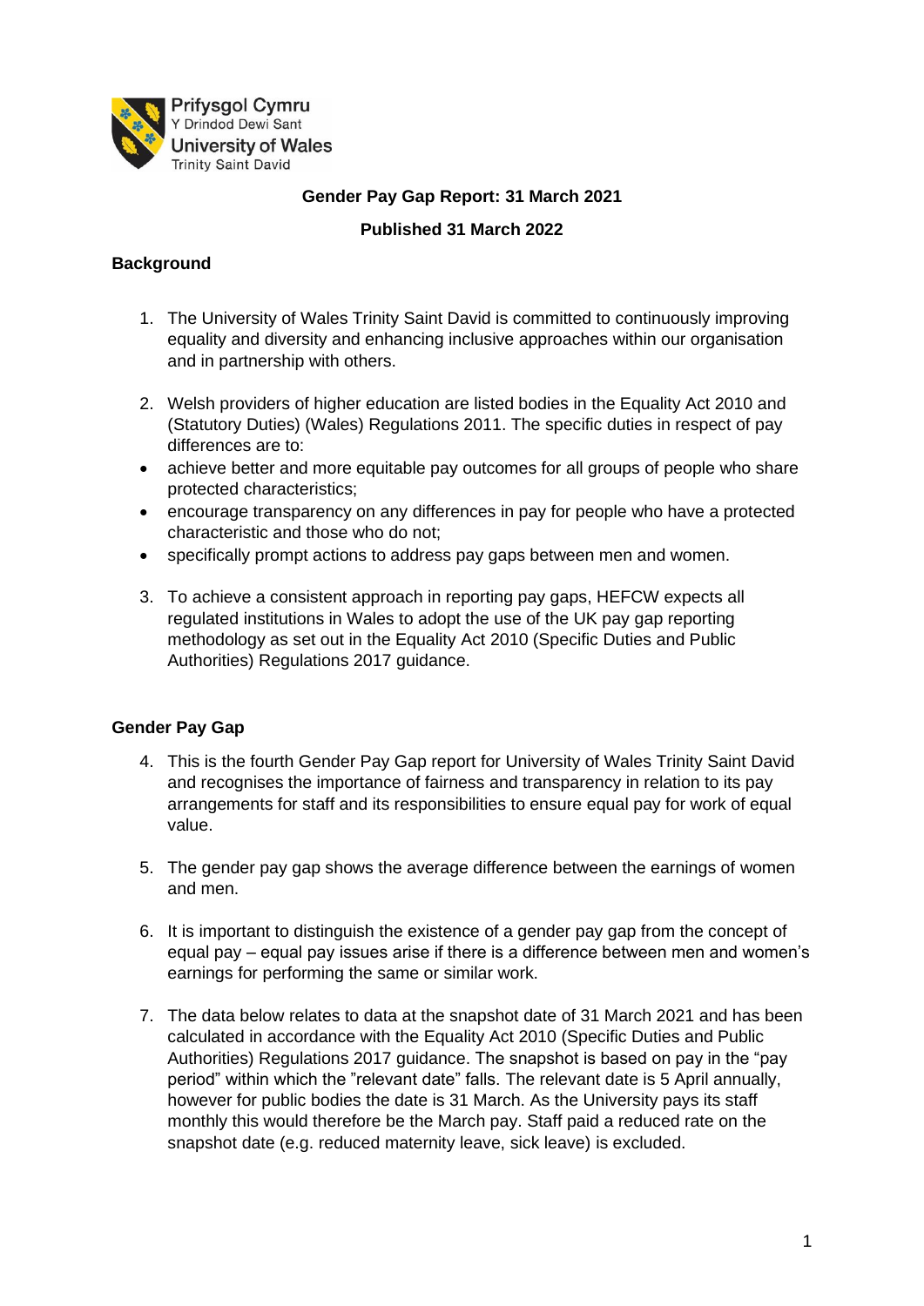Prifysgol Cymru
Y Drindod Dewi Sant
University of Wales
Trinity Saint David

# Gender Pay Gap Report: 31 March 2021

**Published 31 March 2022**

## Background

1. The University of Wales Trinity Saint David is committed to continuously improving equality and diversity and enhancing inclusive approaches within our organisation and in partnership with others.

2. Welsh providers of higher education are listed bodies in the Equality Act 2010 and (Statutory Duties) (Wales) Regulations 2011. The specific duties in respect of pay differences are to:

- achieve better and more equitable pay outcomes for all groups of people who share protected characteristics;
- encourage transparency on any differences in pay for people who have a protected characteristic and those who do not;
- specifically prompt actions to address pay gaps between men and women.

3. To achieve a consistent approach in reporting pay gaps, HEFCW expects all regulated institutions in Wales to adopt the use of the UK pay gap reporting methodology as set out in the Equality Act 2010 (Specific Duties and Public Authorities) Regulations 2017 guidance.

## Gender Pay Gap

4. This is the fourth Gender Pay Gap report for University of Wales Trinity Saint David and recognises the importance of fairness and transparency in relation to its pay arrangements for staff and its responsibilities to ensure equal pay for work of equal value.

5. The gender pay gap shows the average difference between the earnings of women and men.

6. It is important to distinguish the existence of a gender pay gap from the concept of equal pay – equal pay issues arise if there is a difference between men and women's earnings for performing the same or similar work.

7. The data below relates to data at the snapshot date of 31 March 2021 and has been calculated in accordance with the Equality Act 2010 (Specific Duties and Public Authorities) Regulations 2017 guidance. The snapshot is based on pay in the "pay period" within which the "relevant date" falls. The relevant date is 5 April annually, however for public bodies the date is 31 March. As the University pays its staff monthly this would therefore be the March pay. Staff paid a reduced rate on the snapshot date (e.g. reduced maternity leave, sick leave) is excluded.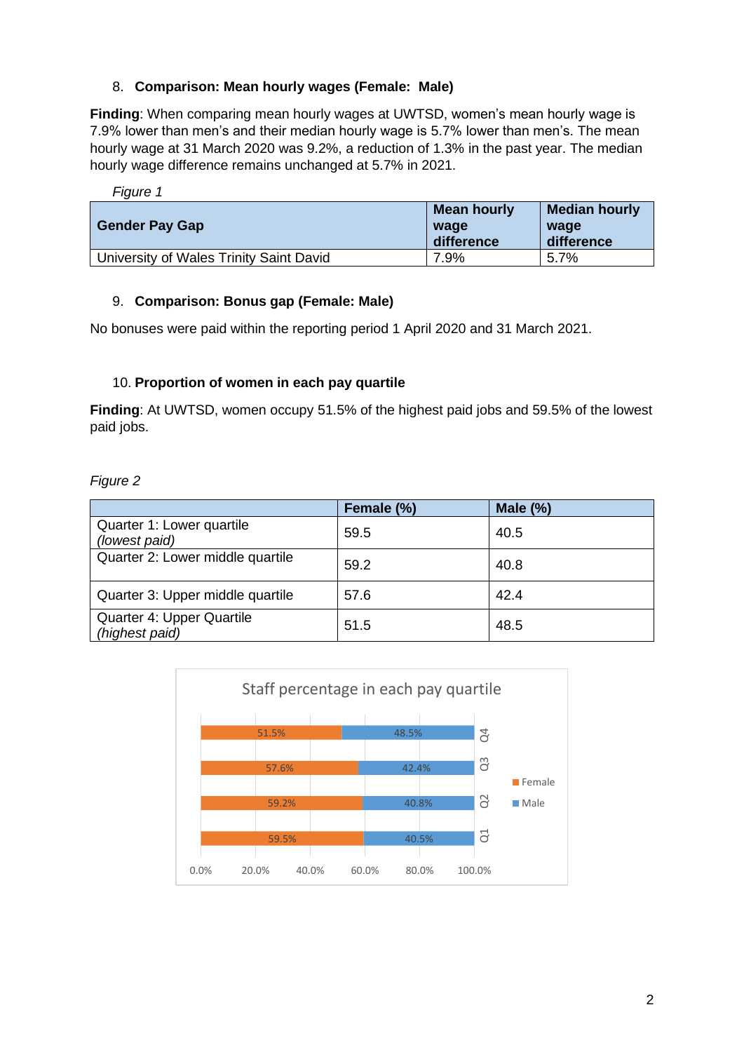8. **Comparison: Mean hourly wages (Female: Male)**

**Finding**: When comparing mean hourly wages at UWTSD, women's mean hourly wage is 7.9% lower than men's and their median hourly wage is 5.7% lower than men's. The mean hourly wage at 31 March 2020 was 9.2%, a reduction of 1.3% in the past year. The median hourly wage difference remains unchanged at 5.7% in 2021.

*Figure 1*

| Gender Pay Gap | Mean hourly wage difference | Median hourly wage difference |
|---|---|---|
| University of Wales Trinity Saint David | 7.9% | 5.7% |

9. **Comparison: Bonus gap (Female: Male)**

No bonuses were paid within the reporting period 1 April 2020 and 31 March 2021.

10. **Proportion of women in each pay quartile**

**Finding**: At UWTSD, women occupy 51.5% of the highest paid jobs and 59.5% of the lowest paid jobs.

*Figure 2*

| | Female (%) | Male (%) |
|---|---|---|
| Quarter 1: Lower quartile *(lowest paid)* | 59.5 | 40.5 |
| Quarter 2: Lower middle quartile | 59.2 | 40.8 |
| Quarter 3: Upper middle quartile | 57.6 | 42.4 |
| Quarter 4: Upper Quartile *(highest paid)* | 51.5 | 48.5 |

Staff percentage in each pay quartile

| | Female | Male |
|---|---|---|
| Q4 | 51.5% | 48.5% |
| Q3 | 57.6% | 42.4% |
| Q2 | 59.2% | 40.8% |
| Q1 | 59.5% | 40.5% |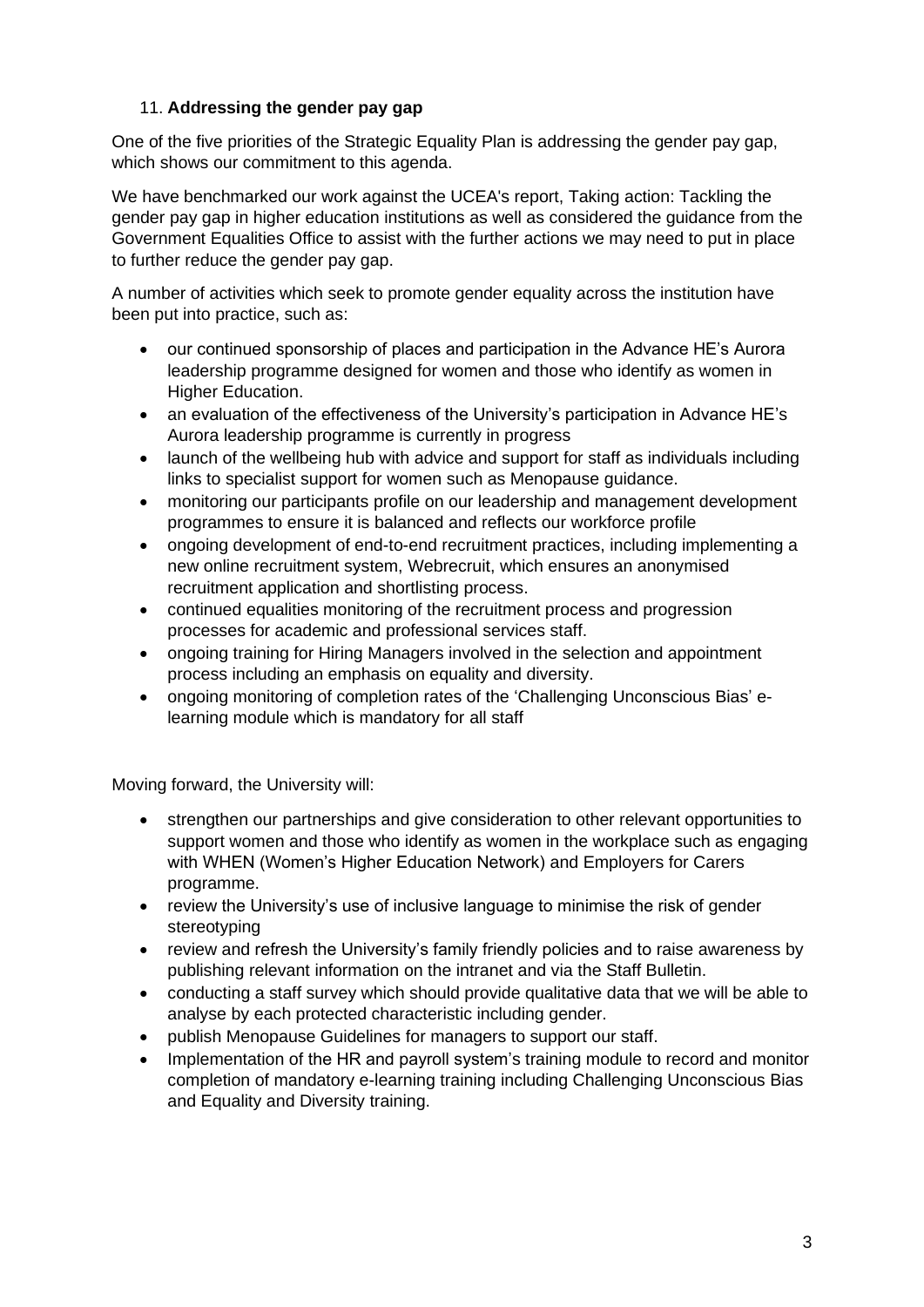## 11. **Addressing the gender pay gap**

One of the five priorities of the Strategic Equality Plan is addressing the gender pay gap, which shows our commitment to this agenda.

We have benchmarked our work against the UCEA's report, Taking action: Tackling the gender pay gap in higher education institutions as well as considered the guidance from the Government Equalities Office to assist with the further actions we may need to put in place to further reduce the gender pay gap.

A number of activities which seek to promote gender equality across the institution have been put into practice, such as:

- our continued sponsorship of places and participation in the Advance HE's Aurora leadership programme designed for women and those who identify as women in Higher Education.
- an evaluation of the effectiveness of the University's participation in Advance HE's Aurora leadership programme is currently in progress
- launch of the wellbeing hub with advice and support for staff as individuals including links to specialist support for women such as Menopause guidance.
- monitoring our participants profile on our leadership and management development programmes to ensure it is balanced and reflects our workforce profile
- ongoing development of end-to-end recruitment practices, including implementing a new online recruitment system, Webrecruit, which ensures an anonymised recruitment application and shortlisting process.
- continued equalities monitoring of the recruitment process and progression processes for academic and professional services staff.
- ongoing training for Hiring Managers involved in the selection and appointment process including an emphasis on equality and diversity.
- ongoing monitoring of completion rates of the 'Challenging Unconscious Bias' e-learning module which is mandatory for all staff

Moving forward, the University will:

- strengthen our partnerships and give consideration to other relevant opportunities to support women and those who identify as women in the workplace such as engaging with WHEN (Women's Higher Education Network) and Employers for Carers programme.
- review the University's use of inclusive language to minimise the risk of gender stereotyping
- review and refresh the University's family friendly policies and to raise awareness by publishing relevant information on the intranet and via the Staff Bulletin.
- conducting a staff survey which should provide qualitative data that we will be able to analyse by each protected characteristic including gender.
- publish Menopause Guidelines for managers to support our staff.
- Implementation of the HR and payroll system's training module to record and monitor completion of mandatory e-learning training including Challenging Unconscious Bias and Equality and Diversity training.